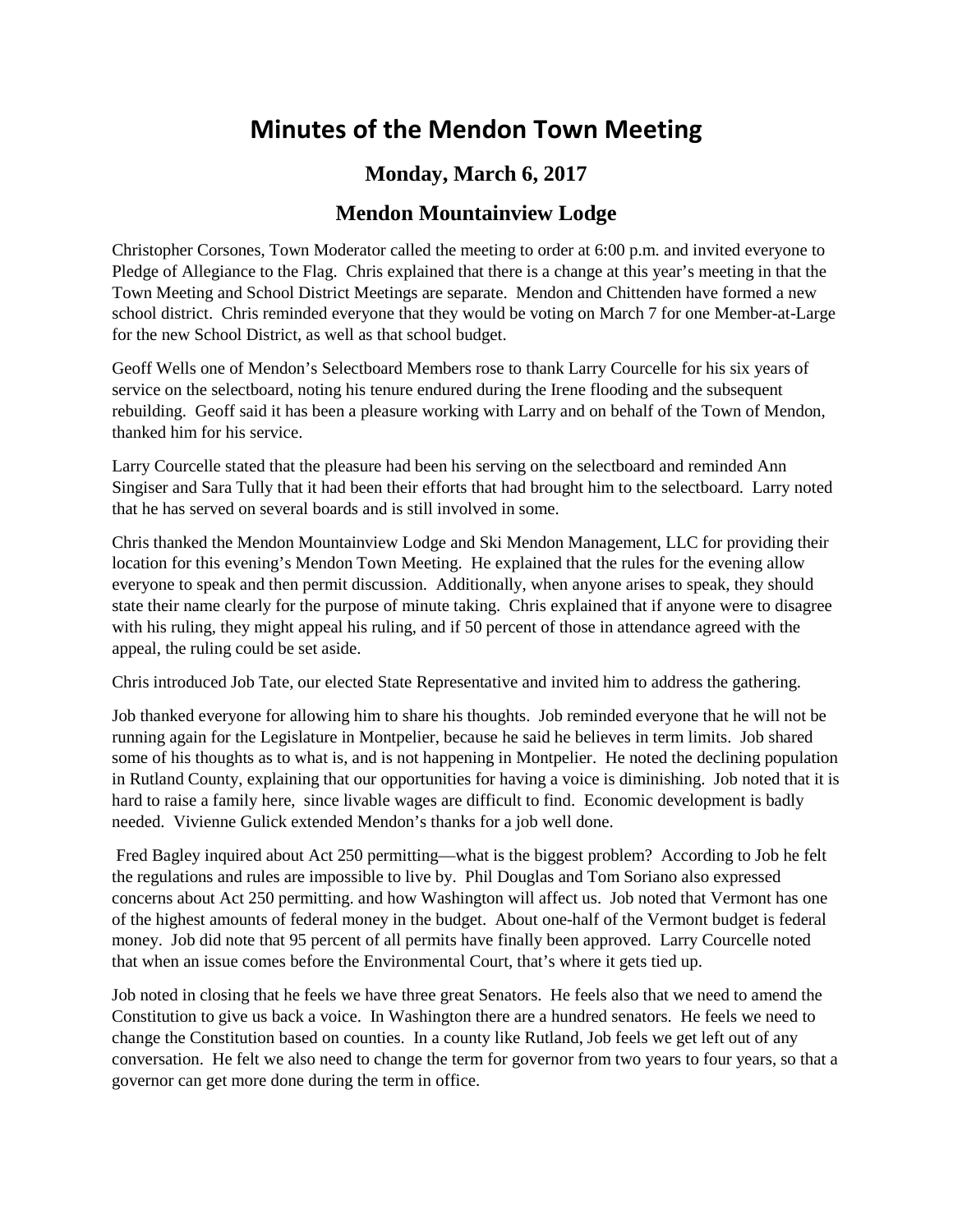# Minutes of the Mendon Town Meeting

## Monday, March 6, 2017

## Mendon Mountainview Lodge

Christopher Corsones, Town Moderator called the meeting to order at 6:00 p.m. and invited everyone to Pledge of Allegiance to the Flag. Chris explained that there is a change at this year's meeting in that the Town Meeting and School District Meetings are separate. Mendon and Chittenden have formed a new school district. Chris reminded everyone that they would be voting on March 7 for one Member-at-Large for the new School District, as well as that school budget.

Geoff Wells one of Mendon's Selectboard Members rose to thank Larry Courcelle for his six years of service on the selectboard, noting his tenure endured during the Irene flooding and the subsequent rebuilding. Geoff said it has been a pleasure working with Larry and on behalf of the Town of Mendon, thanked him for his service.

Larry Courcelle stated that the pleasure had been his serving on the selectboard and reminded Ann Singiser and Sara Tully that it had been their efforts that had brought him to the selectboard. Larry noted that he has served on several boards and is still involved in some.

Chris thanked the Mendon Mountainview Lodge and Ski Mendon Management, LLC for providing their location for this evening's Mendon Town Meeting. He explained that the rules for the evening allow everyone to speak and then permit discussion. Additionally, when anyone arises to speak, they should state their name clearly for the purpose of minute taking. Chris explained that if anyone were to disagree with his ruling, they might appeal his ruling, and if 50 percent of those in attendance agreed with the appeal, the ruling could be set aside.

Chris introduced Job Tate, our elected State Representative and invited him to address the gathering.

Job thanked everyone for allowing him to share his thoughts. Job reminded everyone that he will not be running again for the Legislature in Montpelier, because he said he believes in term limits. Job shared some of his thoughts as to what is, and is not happening in Montpelier. He noted the declining population in Rutland County, explaining that our opportunities for having a voice is diminishing. Job noted that it is hard to raise a family here, since livable wages are difficult to find. Economic development is badly needed. Vivienne Gulick extended Mendon's thanks for a job well done.

Fred Bagley inquired about Act 250 permitting—what is the biggest problem? According to Job he felt the regulations and rules are impossible to live by. Phil Douglas and Tom Soriano also expressed concerns about Act 250 permitting. and how Washington will affect us. Job noted that Vermont has one of the highest amounts of federal money in the budget. About one-half of the Vermont budget is federal money. Job did note that 95 percent of all permits have finally been approved. Larry Courcelle noted that when an issue comes before the Environmental Court, that's where it gets tied up.

Job noted in closing that he feels we have three great Senators. He feels also that we need to amend the Constitution to give us back a voice. In Washington there are a hundred senators. He feels we need to change the Constitution based on counties. In a county like Rutland, Job feels we get left out of any conversation. He felt we also need to change the term for governor from two years to four years, so that a governor can get more done during the term in office.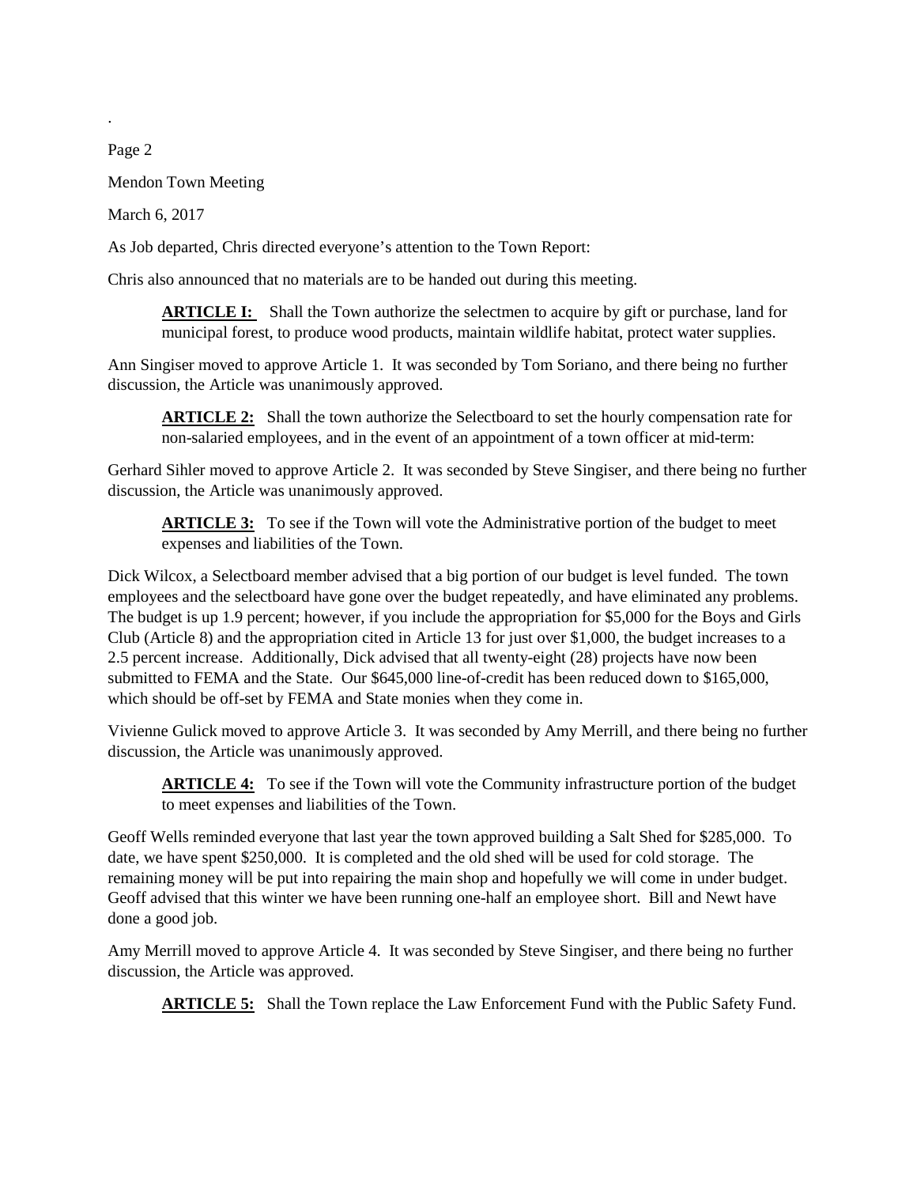As Job departed, Chris directed everyone's attention to the Town Report:

Chris also announced that no materials are to be handed out during this meeting.

> **ARTICLE I:** Shall the Town authorize the selectmen to acquire by gift or purchase, land for municipal forest, to produce wood products, maintain wildlife habitat, protect water supplies.

Ann Singiser moved to approve Article 1. It was seconded by Tom Soriano, and there being no further discussion, the Article was unanimously approved.

> **ARTICLE 2:** Shall the town authorize the Selectboard to set the hourly compensation rate for non-salaried employees, and in the event of an appointment of a town officer at mid-term:

Gerhard Sihler moved to approve Article 2. It was seconded by Steve Singiser, and there being no further discussion, the Article was unanimously approved.

> **ARTICLE 3:** To see if the Town will vote the Administrative portion of the budget to meet expenses and liabilities of the Town.

Dick Wilcox, a Selectboard member advised that a big portion of our budget is level funded. The town employees and the selectboard have gone over the budget repeatedly, and have eliminated any problems. The budget is up 1.9 percent; however, if you include the appropriation for $5,000 for the Boys and Girls Club (Article 8) and the appropriation cited in Article 13 for just over $1,000, the budget increases to a 2.5 percent increase. Additionally, Dick advised that all twenty-eight (28) projects have now been submitted to FEMA and the State. Our $645,000 line-of-credit has been reduced down to $165,000, which should be off-set by FEMA and State monies when they come in.

Vivienne Gulick moved to approve Article 3. It was seconded by Amy Merrill, and there being no further discussion, the Article was unanimously approved.

> **ARTICLE 4:** To see if the Town will vote the Community infrastructure portion of the budget to meet expenses and liabilities of the Town.

Geoff Wells reminded everyone that last year the town approved building a Salt Shed for $285,000. To date, we have spent $250,000. It is completed and the old shed will be used for cold storage. The remaining money will be put into repairing the main shop and hopefully we will come in under budget. Geoff advised that this winter we have been running one-half an employee short. Bill and Newt have done a good job.

Amy Merrill moved to approve Article 4. It was seconded by Steve Singiser, and there being no further discussion, the Article was approved.

> **ARTICLE 5:** Shall the Town replace the Law Enforcement Fund with the Public Safety Fund.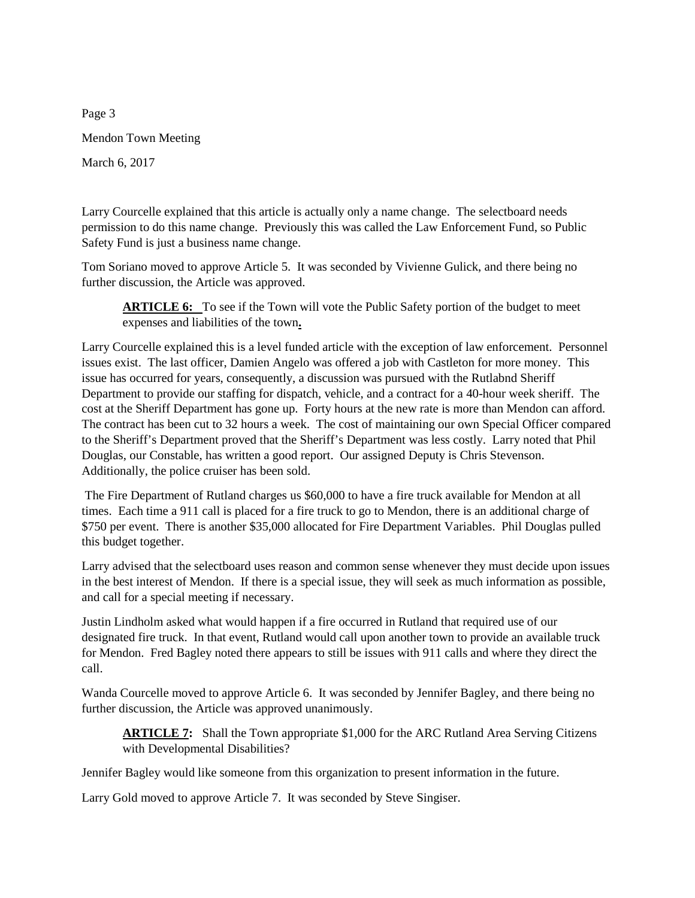Larry Courcelle explained that this article is actually only a name change. The selectboard needs permission to do this name change. Previously this was called the Law Enforcement Fund, so Public Safety Fund is just a business name change.

Tom Soriano moved to approve Article 5. It was seconded by Vivienne Gulick, and there being no further discussion, the Article was approved.

> **ARTICLE 6:** To see if the Town will vote the Public Safety portion of the budget to meet expenses and liabilities of the town**.**

Larry Courcelle explained this is a level funded article with the exception of law enforcement. Personnel issues exist. The last officer, Damien Angelo was offered a job with Castleton for more money. This issue has occurred for years, consequently, a discussion was pursued with the Rutlabnd Sheriff Department to provide our staffing for dispatch, vehicle, and a contract for a 40-hour week sheriff. The cost at the Sheriff Department has gone up. Forty hours at the new rate is more than Mendon can afford. The contract has been cut to 32 hours a week. The cost of maintaining our own Special Officer compared to the Sheriff's Department proved that the Sheriff's Department was less costly. Larry noted that Phil Douglas, our Constable, has written a good report. Our assigned Deputy is Chris Stevenson. Additionally, the police cruiser has been sold.

The Fire Department of Rutland charges us $60,000 to have a fire truck available for Mendon at all times. Each time a 911 call is placed for a fire truck to go to Mendon, there is an additional charge of $750 per event. There is another $35,000 allocated for Fire Department Variables. Phil Douglas pulled this budget together.

Larry advised that the selectboard uses reason and common sense whenever they must decide upon issues in the best interest of Mendon. If there is a special issue, they will seek as much information as possible, and call for a special meeting if necessary.

Justin Lindholm asked what would happen if a fire occurred in Rutland that required use of our designated fire truck. In that event, Rutland would call upon another town to provide an available truck for Mendon. Fred Bagley noted there appears to still be issues with 911 calls and where they direct the call.

Wanda Courcelle moved to approve Article 6. It was seconded by Jennifer Bagley, and there being no further discussion, the Article was approved unanimously.

> **ARTICLE 7:** Shall the Town appropriate $1,000 for the ARC Rutland Area Serving Citizens with Developmental Disabilities?

Jennifer Bagley would like someone from this organization to present information in the future.

Larry Gold moved to approve Article 7. It was seconded by Steve Singiser.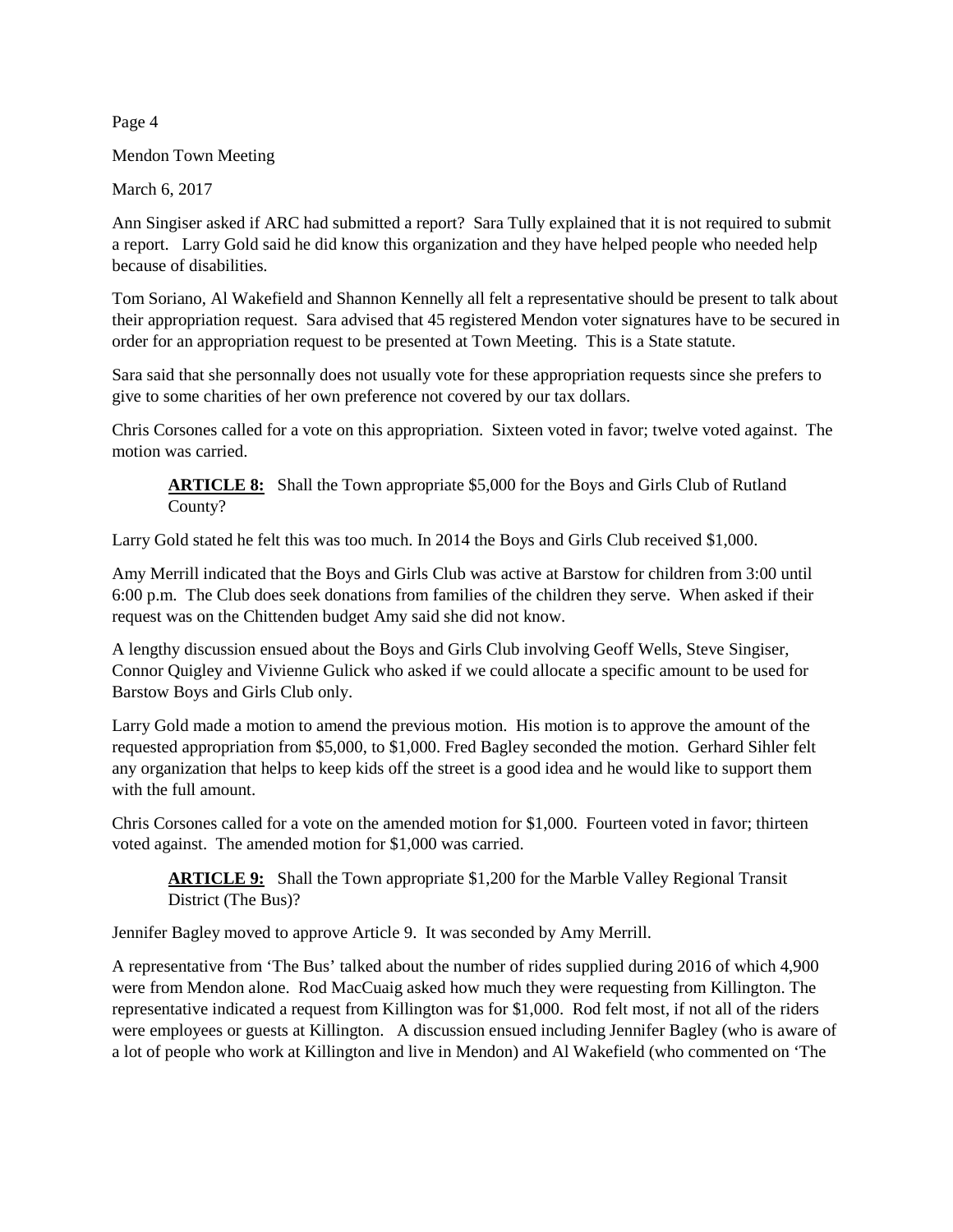Ann Singiser asked if ARC had submitted a report? Sara Tully explained that it is not required to submit a report. Larry Gold said he did know this organization and they have helped people who needed help because of disabilities.

Tom Soriano, Al Wakefield and Shannon Kennelly all felt a representative should be present to talk about their appropriation request. Sara advised that 45 registered Mendon voter signatures have to be secured in order for an appropriation request to be presented at Town Meeting. This is a State statute.

Sara said that she personnally does not usually vote for these appropriation requests since she prefers to give to some charities of her own preference not covered by our tax dollars.

Chris Corsones called for a vote on this appropriation. Sixteen voted in favor; twelve voted against. The motion was carried.

> **ARTICLE 8:** Shall the Town appropriate $5,000 for the Boys and Girls Club of Rutland County?

Larry Gold stated he felt this was too much. In 2014 the Boys and Girls Club received $1,000.

Amy Merrill indicated that the Boys and Girls Club was active at Barstow for children from 3:00 until 6:00 p.m. The Club does seek donations from families of the children they serve. When asked if their request was on the Chittenden budget Amy said she did not know.

A lengthy discussion ensued about the Boys and Girls Club involving Geoff Wells, Steve Singiser, Connor Quigley and Vivienne Gulick who asked if we could allocate a specific amount to be used for Barstow Boys and Girls Club only.

Larry Gold made a motion to amend the previous motion. His motion is to approve the amount of the requested appropriation from $5,000, to $1,000. Fred Bagley seconded the motion. Gerhard Sihler felt any organization that helps to keep kids off the street is a good idea and he would like to support them with the full amount.

Chris Corsones called for a vote on the amended motion for $1,000. Fourteen voted in favor; thirteen voted against. The amended motion for $1,000 was carried.

> **ARTICLE 9:** Shall the Town appropriate $1,200 for the Marble Valley Regional Transit District (The Bus)?

Jennifer Bagley moved to approve Article 9. It was seconded by Amy Merrill.

A representative from 'The Bus' talked about the number of rides supplied during 2016 of which 4,900 were from Mendon alone. Rod MacCuaig asked how much they were requesting from Killington. The representative indicated a request from Killington was for $1,000. Rod felt most, if not all of the riders were employees or guests at Killington. A discussion ensued including Jennifer Bagley (who is aware of a lot of people who work at Killington and live in Mendon) and Al Wakefield (who commented on 'The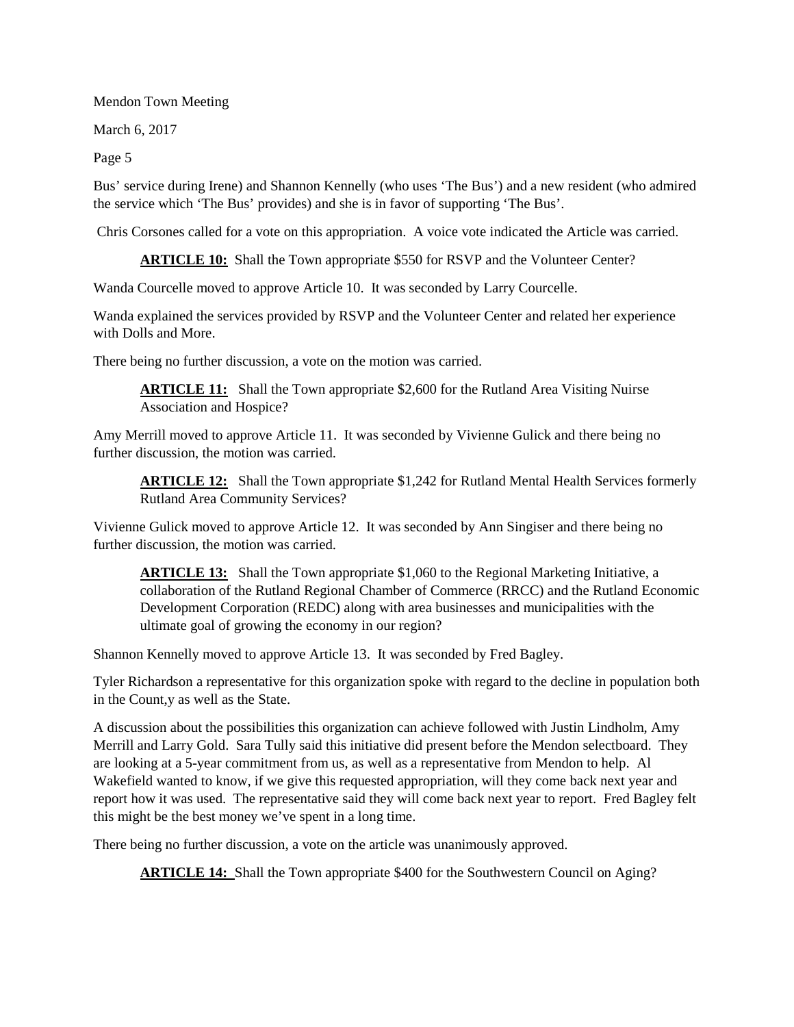Bus' service during Irene) and Shannon Kennelly (who uses 'The Bus') and a new resident (who admired the service which 'The Bus' provides) and she is in favor of supporting 'The Bus'.

Chris Corsones called for a vote on this appropriation. A voice vote indicated the Article was carried.

> **ARTICLE 10:** Shall the Town appropriate $550 for RSVP and the Volunteer Center?

Wanda Courcelle moved to approve Article 10. It was seconded by Larry Courcelle.

Wanda explained the services provided by RSVP and the Volunteer Center and related her experience with Dolls and More.

There being no further discussion, a vote on the motion was carried.

> **ARTICLE 11:** Shall the Town appropriate $2,600 for the Rutland Area Visiting Nuirse Association and Hospice?

Amy Merrill moved to approve Article 11. It was seconded by Vivienne Gulick and there being no further discussion, the motion was carried.

> **ARTICLE 12:** Shall the Town appropriate $1,242 for Rutland Mental Health Services formerly Rutland Area Community Services?

Vivienne Gulick moved to approve Article 12. It was seconded by Ann Singiser and there being no further discussion, the motion was carried.

> **ARTICLE 13:** Shall the Town appropriate $1,060 to the Regional Marketing Initiative, a collaboration of the Rutland Regional Chamber of Commerce (RRCC) and the Rutland Economic Development Corporation (REDC) along with area businesses and municipalities with the ultimate goal of growing the economy in our region?

Shannon Kennelly moved to approve Article 13. It was seconded by Fred Bagley.

Tyler Richardson a representative for this organization spoke with regard to the decline in population both in the Count,y as well as the State.

A discussion about the possibilities this organization can achieve followed with Justin Lindholm, Amy Merrill and Larry Gold. Sara Tully said this initiative did present before the Mendon selectboard. They are looking at a 5-year commitment from us, as well as a representative from Mendon to help. Al Wakefield wanted to know, if we give this requested appropriation, will they come back next year and report how it was used. The representative said they will come back next year to report. Fred Bagley felt this might be the best money we've spent in a long time.

There being no further discussion, a vote on the article was unanimously approved.

> **ARTICLE 14:** Shall the Town appropriate $400 for the Southwestern Council on Aging?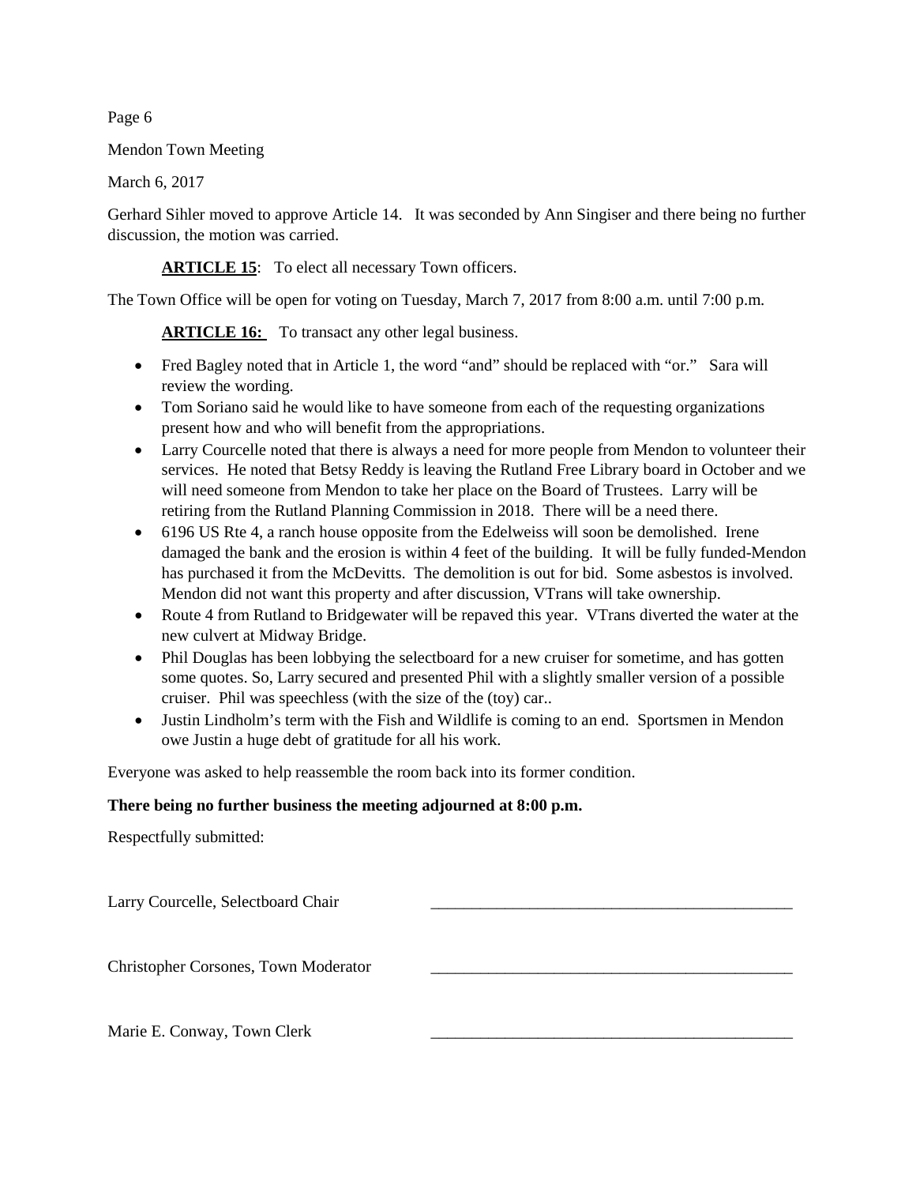Page 6

Mendon Town Meeting

March 6, 2017

Gerhard Sihler moved to approve Article 14. It was seconded by Ann Singiser and there being no further discussion, the motion was carried.

**ARTICLE 15**: To elect all necessary Town officers.

The Town Office will be open for voting on Tuesday, March 7, 2017 from 8:00 a.m. until 7:00 p.m.

**ARTICLE 16:** To transact any other legal business.

- Fred Bagley noted that in Article 1, the word "and" should be replaced with "or." Sara will review the wording.
- Tom Soriano said he would like to have someone from each of the requesting organizations present how and who will benefit from the appropriations.
- Larry Courcelle noted that there is always a need for more people from Mendon to volunteer their services. He noted that Betsy Reddy is leaving the Rutland Free Library board in October and we will need someone from Mendon to take her place on the Board of Trustees. Larry will be retiring from the Rutland Planning Commission in 2018. There will be a need there.
- 6196 US Rte 4, a ranch house opposite from the Edelweiss will soon be demolished. Irene damaged the bank and the erosion is within 4 feet of the building. It will be fully funded-Mendon has purchased it from the McDevitts. The demolition is out for bid. Some asbestos is involved. Mendon did not want this property and after discussion, VTrans will take ownership.
- Route 4 from Rutland to Bridgewater will be repaved this year. VTrans diverted the water at the new culvert at Midway Bridge.
- Phil Douglas has been lobbying the selectboard for a new cruiser for sometime, and has gotten some quotes. So, Larry secured and presented Phil with a slightly smaller version of a possible cruiser. Phil was speechless (with the size of the (toy) car..
- Justin Lindholm's term with the Fish and Wildlife is coming to an end. Sportsmen in Mendon owe Justin a huge debt of gratitude for all his work.

Everyone was asked to help reassemble the room back into its former condition.

**There being no further business the meeting adjourned at 8:00 p.m.**

Respectfully submitted:

Larry Courcelle, Selectboard Chair \_\_\_\_\_\_\_\_\_\_\_\_\_\_\_\_\_\_\_\_\_\_\_\_\_\_\_\_\_\_\_\_\_\_\_\_\_\_\_\_\_\_\_\_

Christopher Corsones, Town Moderator \_\_\_\_\_\_\_\_\_\_\_\_\_\_\_\_\_\_\_\_\_\_\_\_\_\_\_\_\_\_\_\_\_\_\_\_\_\_\_\_\_\_\_\_

Marie E. Conway, Town Clerk \_\_\_\_\_\_\_\_\_\_\_\_\_\_\_\_\_\_\_\_\_\_\_\_\_\_\_\_\_\_\_\_\_\_\_\_\_\_\_\_\_\_\_\_